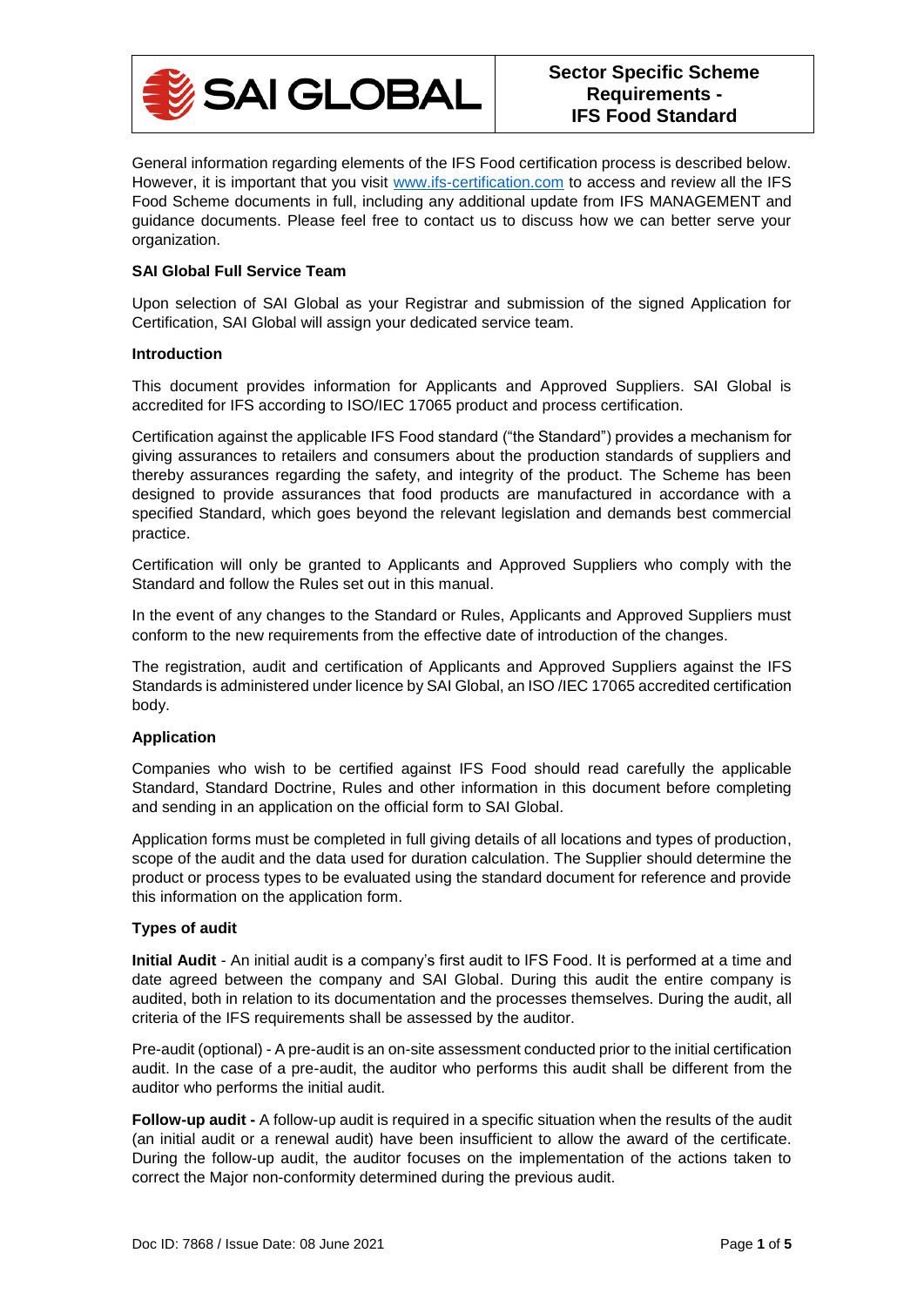# Sector Specific Scheme Requirements - IFS Food Standard

General information regarding elements of the IFS Food certification process is described below. However, it is important that you visit [www.ifs-certification.com](http://www.ifs-certification.com) to access and review all the IFS Food Scheme documents in full, including any additional update from IFS MANAGEMENT and guidance documents. Please feel free to contact us to discuss how we can better serve your organization.

**SAI Global Full Service Team**

Upon selection of SAI Global as your Registrar and submission of the signed Application for Certification, SAI Global will assign your dedicated service team.

**Introduction**

This document provides information for Applicants and Approved Suppliers. SAI Global is accredited for IFS according to ISO/IEC 17065 product and process certification.

Certification against the applicable IFS Food standard ("the Standard") provides a mechanism for giving assurances to retailers and consumers about the production standards of suppliers and thereby assurances regarding the safety, and integrity of the product. The Scheme has been designed to provide assurances that food products are manufactured in accordance with a specified Standard, which goes beyond the relevant legislation and demands best commercial practice.

Certification will only be granted to Applicants and Approved Suppliers who comply with the Standard and follow the Rules set out in this manual.

In the event of any changes to the Standard or Rules, Applicants and Approved Suppliers must conform to the new requirements from the effective date of introduction of the changes.

The registration, audit and certification of Applicants and Approved Suppliers against the IFS Standards is administered under licence by SAI Global, an ISO /IEC 17065 accredited certification body.

**Application**

Companies who wish to be certified against IFS Food should read carefully the applicable Standard, Standard Doctrine, Rules and other information in this document before completing and sending in an application on the official form to SAI Global.

Application forms must be completed in full giving details of all locations and types of production, scope of the audit and the data used for duration calculation. The Supplier should determine the product or process types to be evaluated using the standard document for reference and provide this information on the application form.

**Types of audit**

**Initial Audit** - An initial audit is a company's first audit to IFS Food. It is performed at a time and date agreed between the company and SAI Global. During this audit the entire company is audited, both in relation to its documentation and the processes themselves. During the audit, all criteria of the IFS requirements shall be assessed by the auditor.

Pre-audit (optional) - A pre-audit is an on-site assessment conducted prior to the initial certification audit. In the case of a pre-audit, the auditor who performs this audit shall be different from the auditor who performs the initial audit.

**Follow-up audit -** A follow-up audit is required in a specific situation when the results of the audit (an initial audit or a renewal audit) have been insufficient to allow the award of the certificate. During the follow-up audit, the auditor focuses on the implementation of the actions taken to correct the Major non-conformity determined during the previous audit.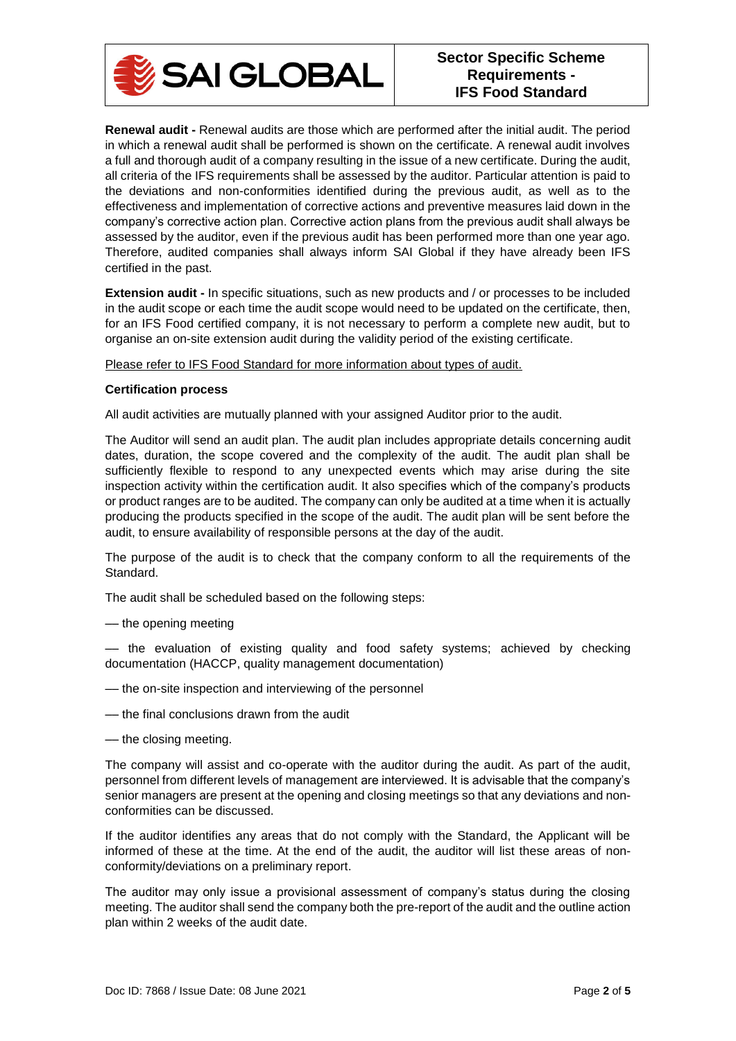**Renewal audit -** Renewal audits are those which are performed after the initial audit. The period in which a renewal audit shall be performed is shown on the certificate. A renewal audit involves a full and thorough audit of a company resulting in the issue of a new certificate. During the audit, all criteria of the IFS requirements shall be assessed by the auditor. Particular attention is paid to the deviations and non-conformities identified during the previous audit, as well as to the effectiveness and implementation of corrective actions and preventive measures laid down in the company's corrective action plan. Corrective action plans from the previous audit shall always be assessed by the auditor, even if the previous audit has been performed more than one year ago. Therefore, audited companies shall always inform SAI Global if they have already been IFS certified in the past.

**Extension audit -** In specific situations, such as new products and / or processes to be included in the audit scope or each time the audit scope would need to be updated on the certificate, then, for an IFS Food certified company, it is not necessary to perform a complete new audit, but to organise an on-site extension audit during the validity period of the existing certificate.

Please refer to IFS Food Standard for more information about types of audit.

**Certification process**

All audit activities are mutually planned with your assigned Auditor prior to the audit.

The Auditor will send an audit plan. The audit plan includes appropriate details concerning audit dates, duration, the scope covered and the complexity of the audit. The audit plan shall be sufficiently flexible to respond to any unexpected events which may arise during the site inspection activity within the certification audit. It also specifies which of the company's products or product ranges are to be audited. The company can only be audited at a time when it is actually producing the products specified in the scope of the audit. The audit plan will be sent before the audit, to ensure availability of responsible persons at the day of the audit.

The purpose of the audit is to check that the company conform to all the requirements of the Standard.

The audit shall be scheduled based on the following steps:

— the opening meeting

— the evaluation of existing quality and food safety systems; achieved by checking documentation (HACCP, quality management documentation)

— the on-site inspection and interviewing of the personnel

— the final conclusions drawn from the audit

— the closing meeting.

The company will assist and co-operate with the auditor during the audit. As part of the audit, personnel from different levels of management are interviewed. It is advisable that the company's senior managers are present at the opening and closing meetings so that any deviations and non-conformities can be discussed.

If the auditor identifies any areas that do not comply with the Standard, the Applicant will be informed of these at the time. At the end of the audit, the auditor will list these areas of non-conformity/deviations on a preliminary report.

The auditor may only issue a provisional assessment of company's status during the closing meeting. The auditor shall send the company both the pre-report of the audit and the outline action plan within 2 weeks of the audit date.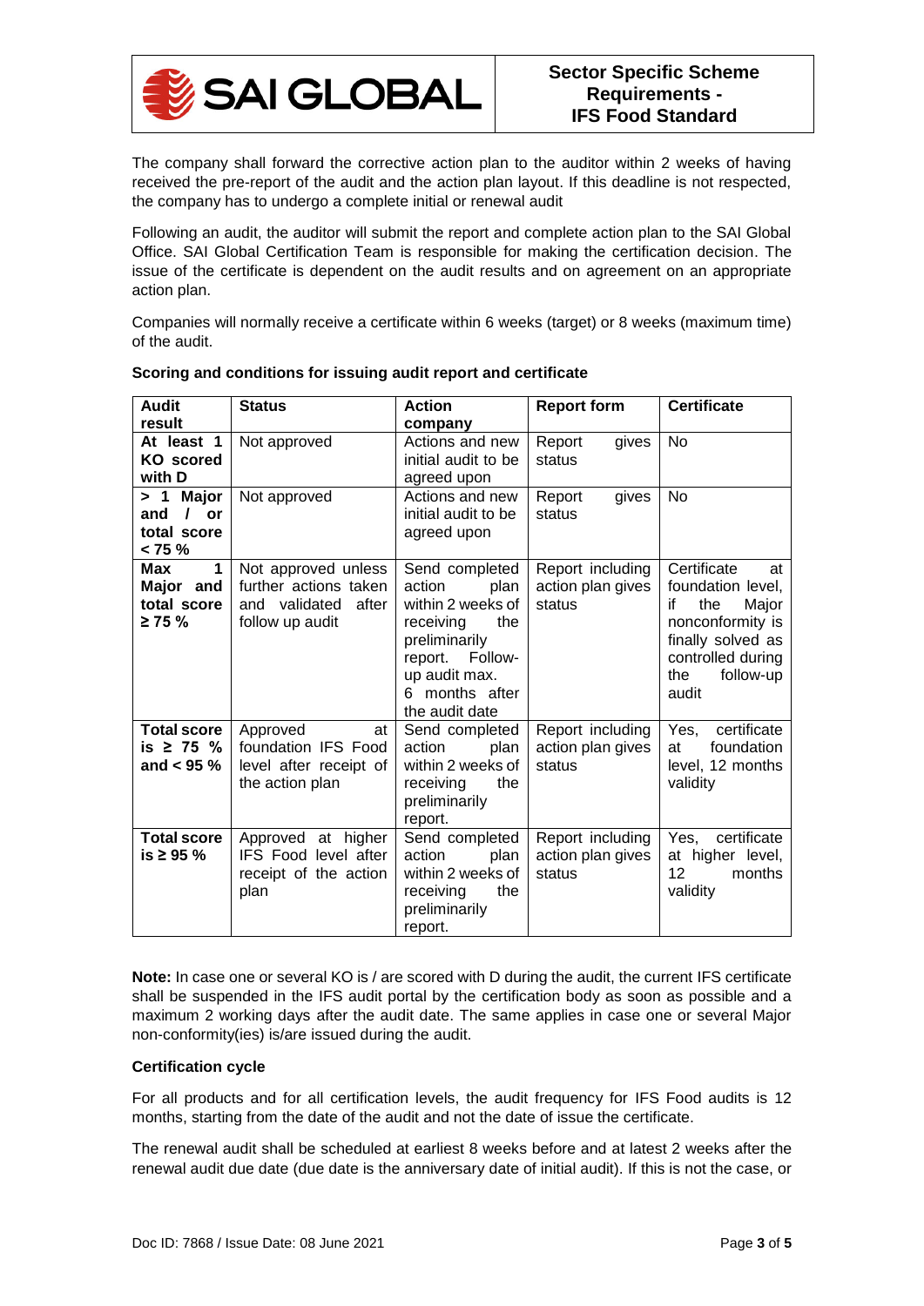The company shall forward the corrective action plan to the auditor within 2 weeks of having received the pre-report of the audit and the action plan layout. If this deadline is not respected, the company has to undergo a complete initial or renewal audit

Following an audit, the auditor will submit the report and complete action plan to the SAI Global Office. SAI Global Certification Team is responsible for making the certification decision. The issue of the certificate is dependent on the audit results and on agreement on an appropriate action plan.

Companies will normally receive a certificate within 6 weeks (target) or 8 weeks (maximum time) of the audit.

**Scoring and conditions for issuing audit report and certificate**

| Audit result | Status | Action company | Report form | Certificate |
|---|---|---|---|---|
| **At least 1 KO scored with D** | Not approved | Actions and new initial audit to be agreed upon | Report gives status | No |
| **> 1 Major and / or total score < 75 %** | Not approved | Actions and new initial audit to be agreed upon | Report gives status | No |
| **Max 1 Major and total score ≥ 75 %** | Not approved unless further actions taken and validated after follow up audit | Send completed action plan within 2 weeks of receiving the preliminarily report. Follow-up audit max. 6 months after the audit date | Report including action plan gives status | Certificate at foundation level, if the Major nonconformity is finally solved as controlled during the follow-up audit |
| **Total score is ≥ 75 % and < 95 %** | Approved at foundation IFS Food level after receipt of the action plan | Send completed action plan within 2 weeks of receiving the preliminarily report. | Report including action plan gives status | Yes, certificate at foundation level, 12 months validity |
| **Total score is ≥ 95 %** | Approved at higher IFS Food level after receipt of the action plan | Send completed action plan within 2 weeks of receiving the preliminarily report. | Report including action plan gives status | Yes, certificate at higher level, 12 months validity |

**Note:** In case one or several KO is / are scored with D during the audit, the current IFS certificate shall be suspended in the IFS audit portal by the certification body as soon as possible and a maximum 2 working days after the audit date. The same applies in case one or several Major non-conformity(ies) is/are issued during the audit.

**Certification cycle**

For all products and for all certification levels, the audit frequency for IFS Food audits is 12 months, starting from the date of the audit and not the date of issue the certificate.

The renewal audit shall be scheduled at earliest 8 weeks before and at latest 2 weeks after the renewal audit due date (due date is the anniversary date of initial audit). If this is not the case, or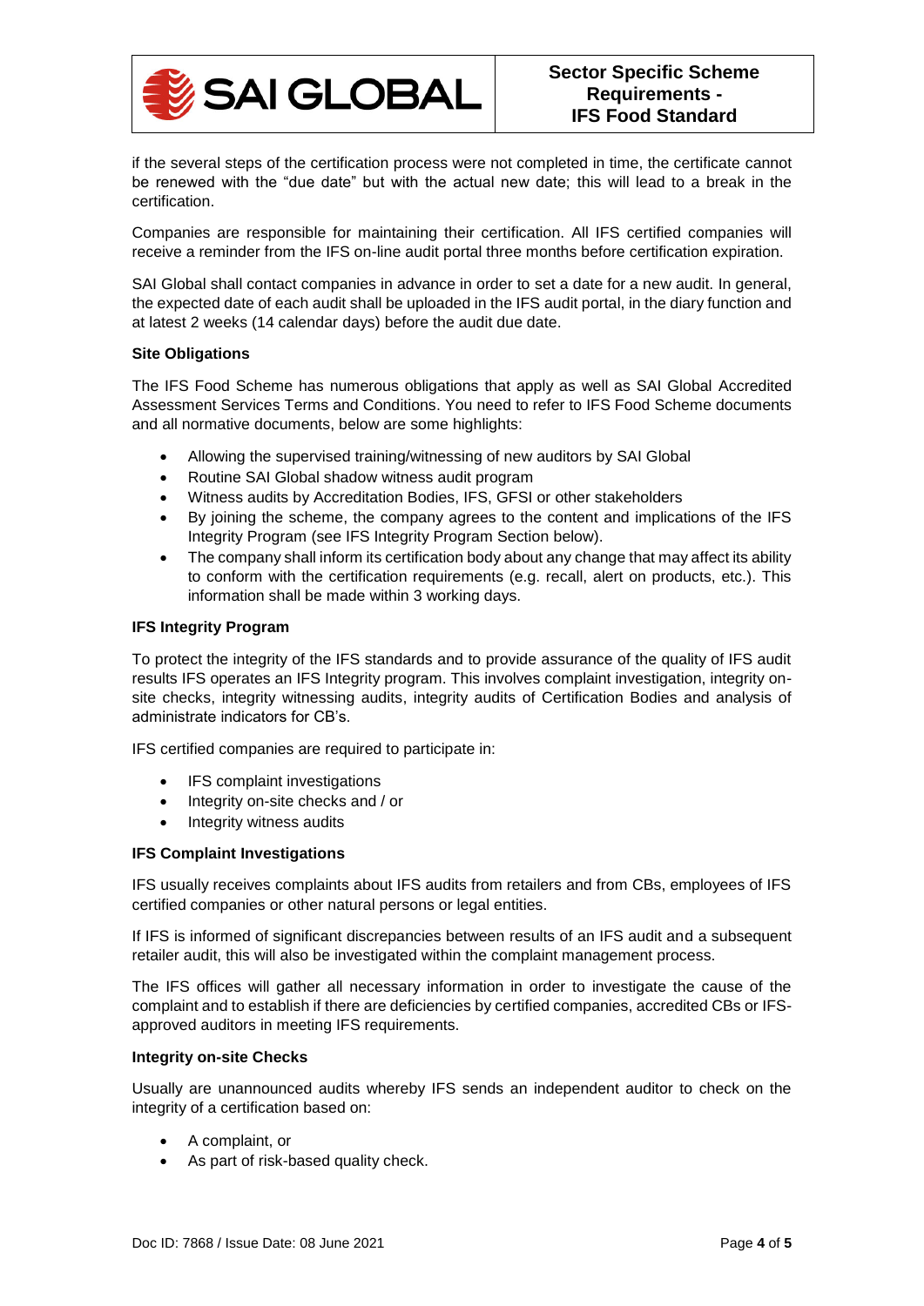if the several steps of the certification process were not completed in time, the certificate cannot be renewed with the "due date" but with the actual new date; this will lead to a break in the certification.

Companies are responsible for maintaining their certification. All IFS certified companies will receive a reminder from the IFS on-line audit portal three months before certification expiration.

SAI Global shall contact companies in advance in order to set a date for a new audit. In general, the expected date of each audit shall be uploaded in the IFS audit portal, in the diary function and at latest 2 weeks (14 calendar days) before the audit due date.

**Site Obligations**

The IFS Food Scheme has numerous obligations that apply as well as SAI Global Accredited Assessment Services Terms and Conditions. You need to refer to IFS Food Scheme documents and all normative documents, below are some highlights:

- Allowing the supervised training/witnessing of new auditors by SAI Global
- Routine SAI Global shadow witness audit program
- Witness audits by Accreditation Bodies, IFS, GFSI or other stakeholders
- By joining the scheme, the company agrees to the content and implications of the IFS Integrity Program (see IFS Integrity Program Section below).
- The company shall inform its certification body about any change that may affect its ability to conform with the certification requirements (e.g. recall, alert on products, etc.). This information shall be made within 3 working days.

**IFS Integrity Program**

To protect the integrity of the IFS standards and to provide assurance of the quality of IFS audit results IFS operates an IFS Integrity program. This involves complaint investigation, integrity on-site checks, integrity witnessing audits, integrity audits of Certification Bodies and analysis of administrate indicators for CB's.

IFS certified companies are required to participate in:

- IFS complaint investigations
- Integrity on-site checks and / or
- Integrity witness audits

**IFS Complaint Investigations**

IFS usually receives complaints about IFS audits from retailers and from CBs, employees of IFS certified companies or other natural persons or legal entities.

If IFS is informed of significant discrepancies between results of an IFS audit and a subsequent retailer audit, this will also be investigated within the complaint management process.

The IFS offices will gather all necessary information in order to investigate the cause of the complaint and to establish if there are deficiencies by certified companies, accredited CBs or IFS-approved auditors in meeting IFS requirements.

**Integrity on-site Checks**

Usually are unannounced audits whereby IFS sends an independent auditor to check on the integrity of a certification based on:

- A complaint, or
- As part of risk-based quality check.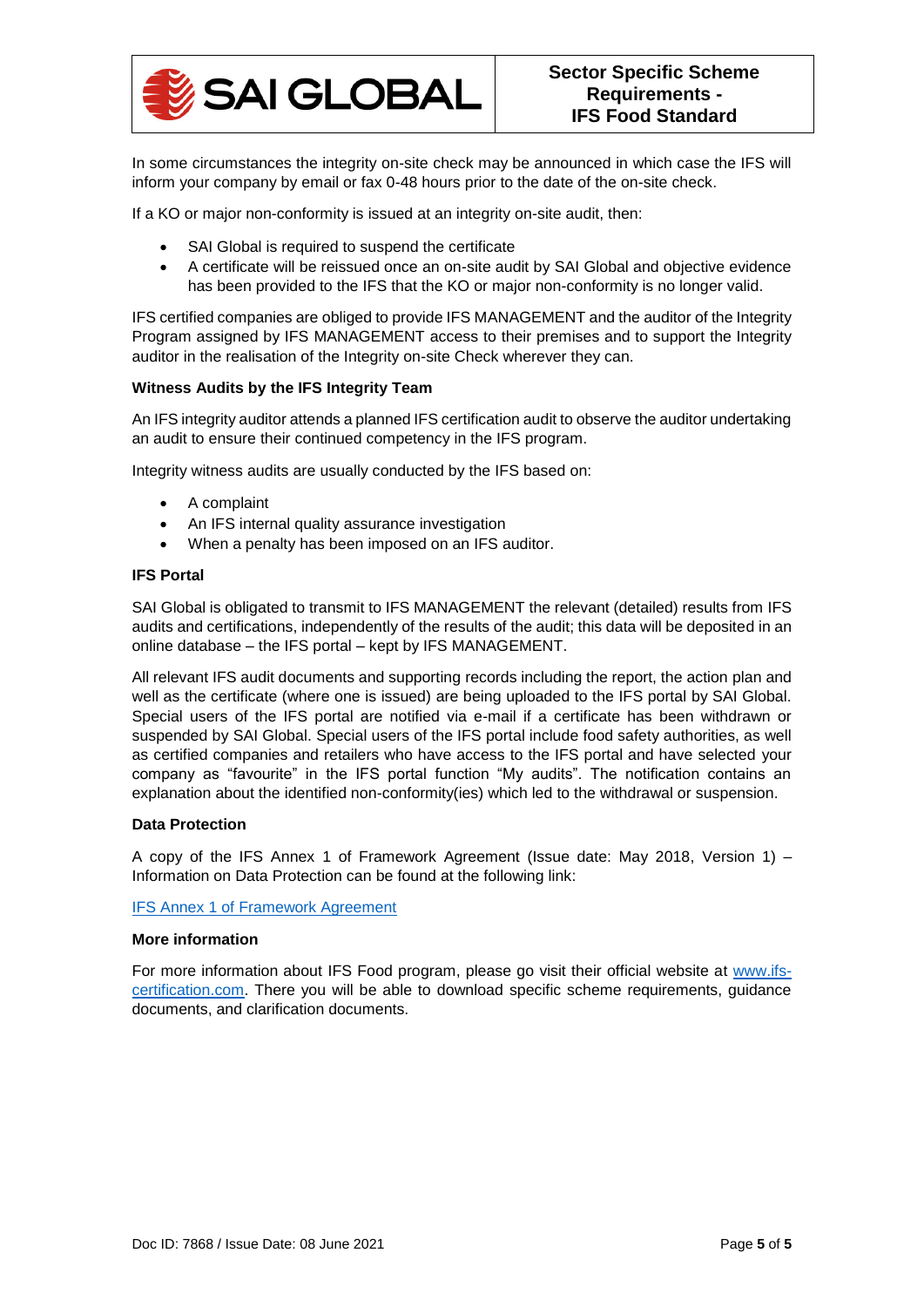In some circumstances the integrity on-site check may be announced in which case the IFS will inform your company by email or fax 0-48 hours prior to the date of the on-site check.

If a KO or major non-conformity is issued at an integrity on-site audit, then:

- SAI Global is required to suspend the certificate
- A certificate will be reissued once an on-site audit by SAI Global and objective evidence has been provided to the IFS that the KO or major non-conformity is no longer valid.

IFS certified companies are obliged to provide IFS MANAGEMENT and the auditor of the Integrity Program assigned by IFS MANAGEMENT access to their premises and to support the Integrity auditor in the realisation of the Integrity on-site Check wherever they can.

**Witness Audits by the IFS Integrity Team**

An IFS integrity auditor attends a planned IFS certification audit to observe the auditor undertaking an audit to ensure their continued competency in the IFS program.

Integrity witness audits are usually conducted by the IFS based on:

- A complaint
- An IFS internal quality assurance investigation
- When a penalty has been imposed on an IFS auditor.

**IFS Portal**

SAI Global is obligated to transmit to IFS MANAGEMENT the relevant (detailed) results from IFS audits and certifications, independently of the results of the audit; this data will be deposited in an online database – the IFS portal – kept by IFS MANAGEMENT.

All relevant IFS audit documents and supporting records including the report, the action plan and well as the certificate (where one is issued) are being uploaded to the IFS portal by SAI Global. Special users of the IFS portal are notified via e-mail if a certificate has been withdrawn or suspended by SAI Global. Special users of the IFS portal include food safety authorities, as well as certified companies and retailers who have access to the IFS portal and have selected your company as "favourite" in the IFS portal function "My audits". The notification contains an explanation about the identified non-conformity(ies) which led to the withdrawal or suspension.

**Data Protection**

A copy of the IFS Annex 1 of Framework Agreement (Issue date: May 2018, Version 1) – Information on Data Protection can be found at the following link:

IFS Annex 1 of Framework Agreement

**More information**

For more information about IFS Food program, please go visit their official website at www.ifs-certification.com. There you will be able to download specific scheme requirements, guidance documents, and clarification documents.